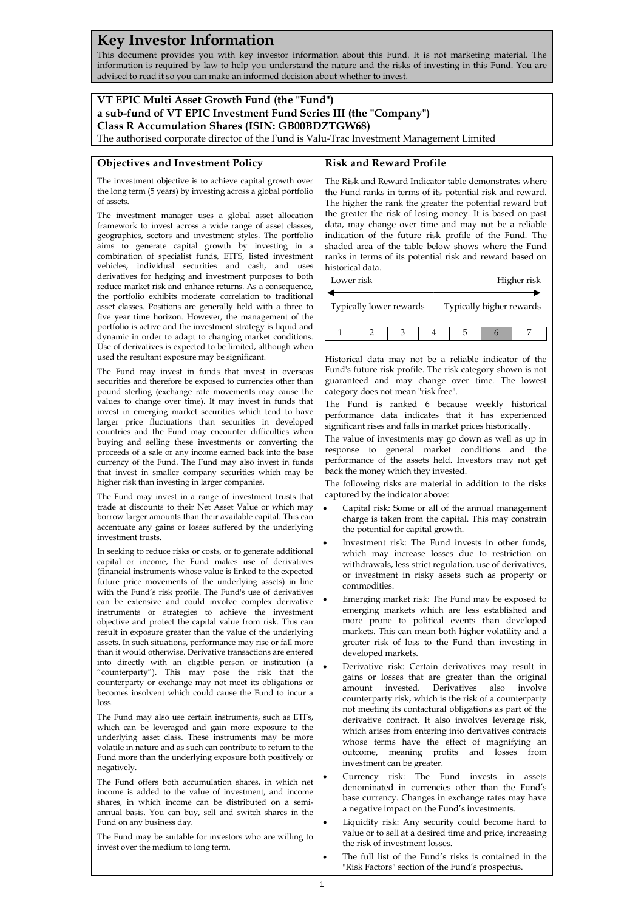# Key Investor Information

This document provides you with key investor information about this Fund. It is not marketing material. The information is required by law to help you understand the nature and the risks of investing in this Fund. You are advised to read it so you can make an informed decision about whether to invest.

**VT EPIC Multi Asset Growth Fund (the "Fund")**
**a sub-fund of VT EPIC Investment Fund Series III (the "Company")**
**Class R Accumulation Shares (ISIN: GB00BDZTGW68)**
The authorised corporate director of the Fund is Valu-Trac Investment Management Limited

## Objectives and Investment Policy

The investment objective is to achieve capital growth over the long term (5 years) by investing across a global portfolio of assets.

The investment manager uses a global asset allocation framework to invest across a wide range of asset classes, geographies, sectors and investment styles. The portfolio aims to generate capital growth by investing in a combination of specialist funds, ETFS, listed investment vehicles, individual securities and cash, and uses derivatives for hedging and investment purposes to both reduce market risk and enhance returns. As a consequence, the portfolio exhibits moderate correlation to traditional asset classes. Positions are generally held with a three to five year time horizon. However, the management of the portfolio is active and the investment strategy is liquid and dynamic in order to adapt to changing market conditions. Use of derivatives is expected to be limited, although when used the resultant exposure may be significant.

The Fund may invest in funds that invest in overseas securities and therefore be exposed to currencies other than pound sterling (exchange rate movements may cause the values to change over time). It may invest in funds that invest in emerging market securities which tend to have larger price fluctuations than securities in developed countries and the Fund may encounter difficulties when buying and selling these investments or converting the proceeds of a sale or any income earned back into the base currency of the Fund. The Fund may also invest in funds that invest in smaller company securities which may be higher risk than investing in larger companies.

The Fund may invest in a range of investment trusts that trade at discounts to their Net Asset Value or which may borrow larger amounts than their available capital. This can accentuate any gains or losses suffered by the underlying investment trusts.

In seeking to reduce risks or costs, or to generate additional capital or income, the Fund makes use of derivatives (financial instruments whose value is linked to the expected future price movements of the underlying assets) in line with the Fund's risk profile. The Fund's use of derivatives can be extensive and could involve complex derivative instruments or strategies to achieve the investment objective and protect the capital value from risk. This can result in exposure greater than the value of the underlying assets. In such situations, performance may rise or fall more than it would otherwise. Derivative transactions are entered into directly with an eligible person or institution (a "counterparty"). This may pose the risk that the counterparty or exchange may not meet its obligations or becomes insolvent which could cause the Fund to incur a loss.

The Fund may also use certain instruments, such as ETFs, which can be leveraged and gain more exposure to the underlying asset class. These instruments may be more volatile in nature and as such can contribute to return to the Fund more than the underlying exposure both positively or negatively.

The Fund offers both accumulation shares, in which net income is added to the value of investment, and income shares, in which income can be distributed on a semi-annual basis. You can buy, sell and switch shares in the Fund on any business day.

The Fund may be suitable for investors who are willing to invest over the medium to long term.

## Risk and Reward Profile

The Risk and Reward Indicator table demonstrates where the Fund ranks in terms of its potential risk and reward. The higher the rank the greater the potential reward but the greater the risk of losing money. It is based on past data, may change over time and may not be a reliable indication of the future risk profile of the Fund. The shaded area of the table below shows where the Fund ranks in terms of its potential risk and reward based on historical data.

Lower risk ← → Higher risk

Typically lower rewards — Typically higher rewards

| 1 | 2 | 3 | 4 | 5 | **6** | 7 |
|---|---|---|---|---|---|---|

Historical data may not be a reliable indicator of the Fund's future risk profile. The risk category shown is not guaranteed and may change over time. The lowest category does not mean "risk free".

The Fund is ranked 6 because weekly historical performance data indicates that it has experienced significant rises and falls in market prices historically.

The value of investments may go down as well as up in response to general market conditions and the performance of the assets held. Investors may not get back the money which they invested.

The following risks are material in addition to the risks captured by the indicator above:

- Capital risk: Some or all of the annual management charge is taken from the capital. This may constrain the potential for capital growth.
- Investment risk: The Fund invests in other funds, which may increase losses due to restriction on withdrawals, less strict regulation, use of derivatives, or investment in risky assets such as property or commodities.
- Emerging market risk: The Fund may be exposed to emerging markets which are less established and more prone to political events than developed markets. This can mean both higher volatility and a greater risk of loss to the Fund than investing in developed markets.
- Derivative risk: Certain derivatives may result in gains or losses that are greater than the original amount invested. Derivatives also involve counterparty risk, which is the risk of a counterparty not meeting its contactural obligations as part of the derivative contract. It also involves leverage risk, which arises from entering into derivatives contracts whose terms have the effect of magnifying an outcome, meaning profits and losses from investment can be greater.
- Currency risk: The Fund invests in assets denominated in currencies other than the Fund's base currency. Changes in exchange rates may have a negative impact on the Fund's investments.
- Liquidity risk: Any security could become hard to value or to sell at a desired time and price, increasing the risk of investment losses.
- The full list of the Fund's risks is contained in the "Risk Factors" section of the Fund's prospectus.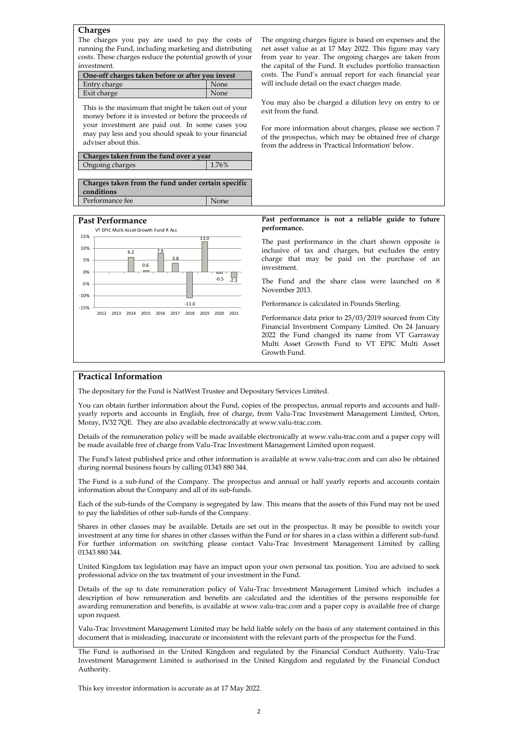## Charges

The charges you pay are used to pay the costs of running the Fund, including marketing and distributing costs. These charges reduce the potential growth of your investment.

| One-off charges taken before or after you invest | |
|---|---|
| Entry charge | None |
| Exit charge | None |

This is the maximum that might be taken out of your money before it is invested or before the proceeds of your investment are paid out. In some cases you may pay less and you should speak to your financial adviser about this.

| Charges taken from the fund over a year | |
|---|---|
| Ongoing charges | 1.76% |

| Charges taken from the fund under certain specific conditions | |
|---|---|
| Performance fee | None |

The ongoing charges figure is based on expenses and the net asset value as at 17 May 2022. This figure may vary from year to year. The ongoing charges are taken from the capital of the Fund. It excludes portfolio transaction costs. The Fund's annual report for each financial year will include detail on the exact charges made.

You may also be charged a dilution levy on entry to or exit from the fund.

For more information about charges, please see section 7 of the prospectus, which may be obtained free of charge from the address in 'Practical Information' below.

## Past Performance

VT EPIC Multi Asset Growth Fund R Acc

15%
10%
5%
0%
-5%
-10%
-15%

2012 2013 2014 2015 2016 2017 2018 2019 2020 2021

6.2
0.6
7.9
3.8
-11.0
13.0
-0.5
-2.3

**Past performance is not a reliable guide to future performance.**

The past performance in the chart shown opposite is inclusive of tax and charges, but excludes the entry charge that may be paid on the purchase of an investment.

The Fund and the share class were launched on 8 November 2013.

Performance is calculated in Pounds Sterling.

Performance data prior to 25/03/2019 sourced from City Financial Investment Company Limited. On 24 January 2022 the Fund changed its name from VT Garraway Multi Asset Growth Fund to VT EPIC Multi Asset Growth Fund.

## Practical Information

The depositary for the Fund is NatWest Trustee and Depositary Services Limited.

You can obtain further information about the Fund, copies of the prospectus, annual reports and accounts and half-yearly reports and accounts in English, free of charge, from Valu-Trac Investment Management Limited, Orton, Moray, IV32 7QE. They are also available electronically at www.valu-trac.com.

Details of the remuneration policy will be made available electronically at www.valu-trac.com and a paper copy will be made available free of charge from Valu-Trac Investment Management Limited upon request.

The Fund's latest published price and other information is available at www.valu-trac.com and can also be obtained during normal business hours by calling 01343 880 344.

The Fund is a sub-fund of the Company. The prospectus and annual or half yearly reports and accounts contain information about the Company and all of its sub-funds.

Each of the sub-funds of the Company is segregated by law. This means that the assets of this Fund may not be used to pay the liabilities of other sub-funds of the Company.

Shares in other classes may be available. Details are set out in the prospectus. It may be possible to switch your investment at any time for shares in other classes within the Fund or for shares in a class within a different sub-fund. For further information on switching please contact Valu-Trac Investment Management Limited by calling 01343 880 344.

United Kingdom tax legislation may have an impact upon your own personal tax position. You are advised to seek professional advice on the tax treatment of your investment in the Fund.

Details of the up to date remuneration policy of Valu-Trac Investment Management Limited which includes a description of how remuneration and benefits are calculated and the identities of the persons responsible for awarding remuneration and benefits, is available at www.valu-trac.com and a paper copy is available free of charge upon request.

Valu-Trac Investment Management Limited may be held liable solely on the basis of any statement contained in this document that is misleading, inaccurate or inconsistent with the relevant parts of the prospectus for the Fund.

The Fund is authorised in the United Kingdom and regulated by the Financial Conduct Authority. Valu-Trac Investment Management Limited is authorised in the United Kingdom and regulated by the Financial Conduct Authority.

This key investor information is accurate as at 17 May 2022.